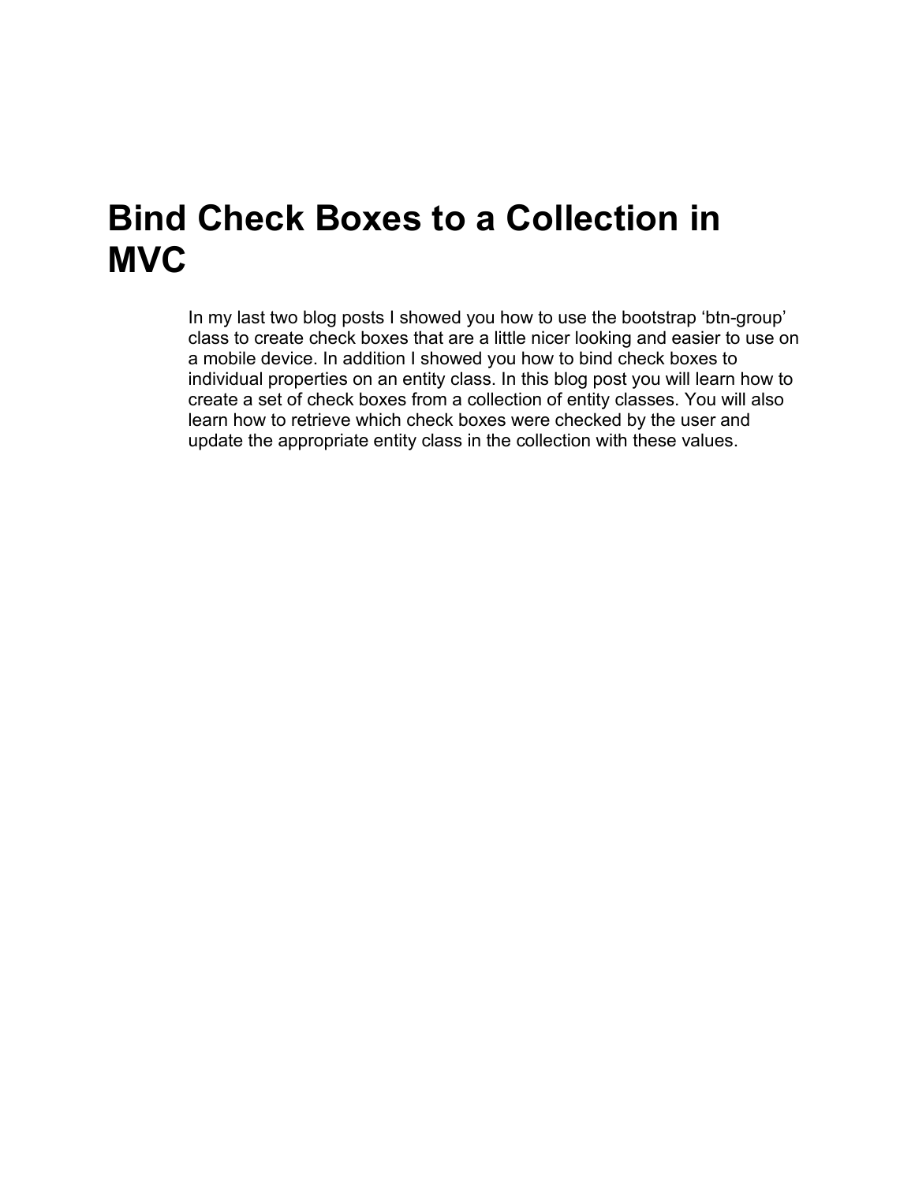# Bind Check Boxes to a Collection in MVC

In my last two blog posts I showed you how to use the bootstrap 'btn-group' class to create check boxes that are a little nicer looking and easier to use on a mobile device. In addition I showed you how to bind check boxes to individual properties on an entity class. In this blog post you will learn how to create a set of check boxes from a collection of entity classes. You will also learn how to retrieve which check boxes were checked by the user and update the appropriate entity class in the collection with these values.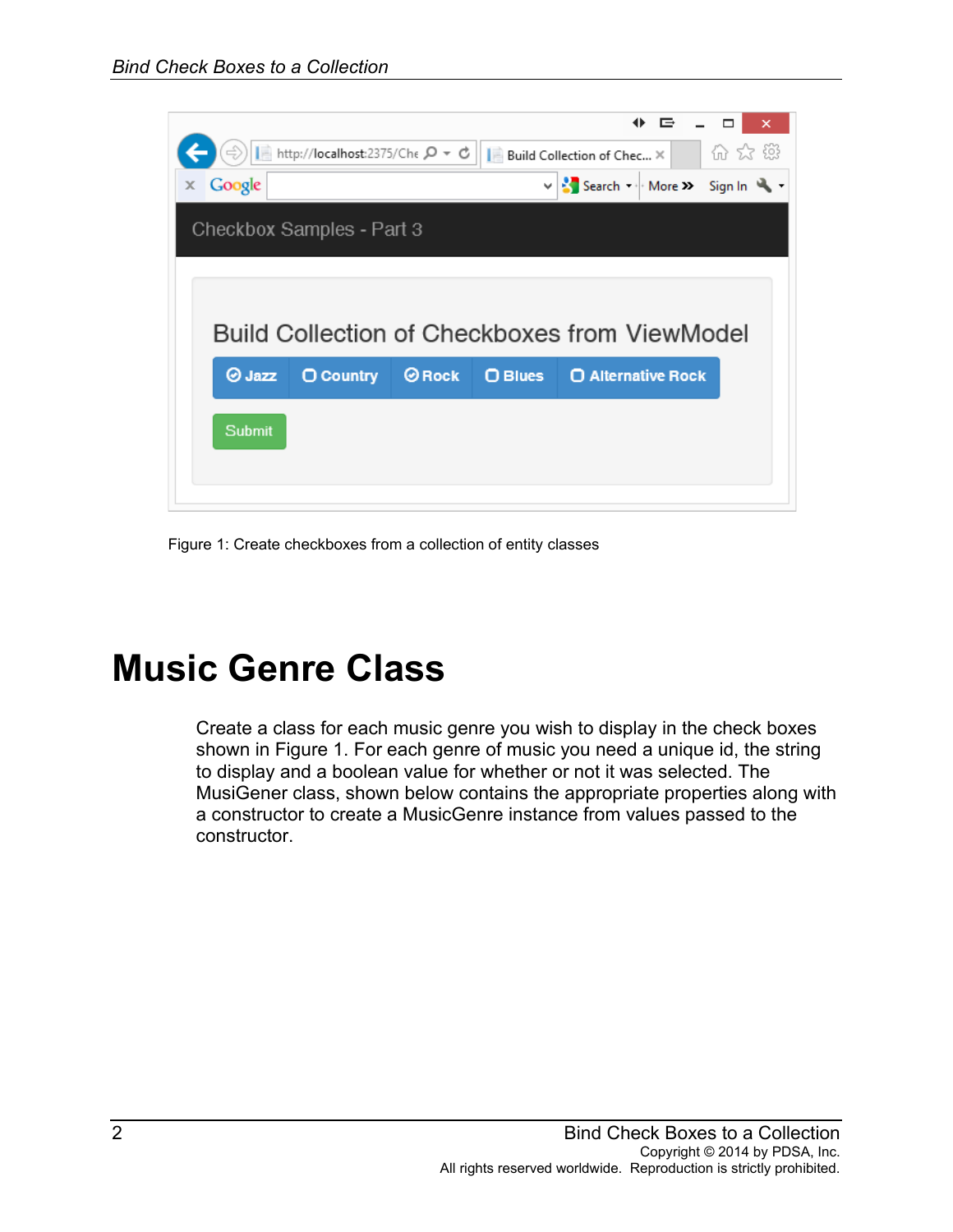Figure 1: Create checkboxes from a collection of entity classes

# Music Genre Class

Create a class for each music genre you wish to display in the check boxes shown in Figure 1. For each genre of music you need a unique id, the string to display and a boolean value for whether or not it was selected. The MusiGener class, shown below contains the appropriate properties along with a constructor to create a MusicGenre instance from values passed to the constructor.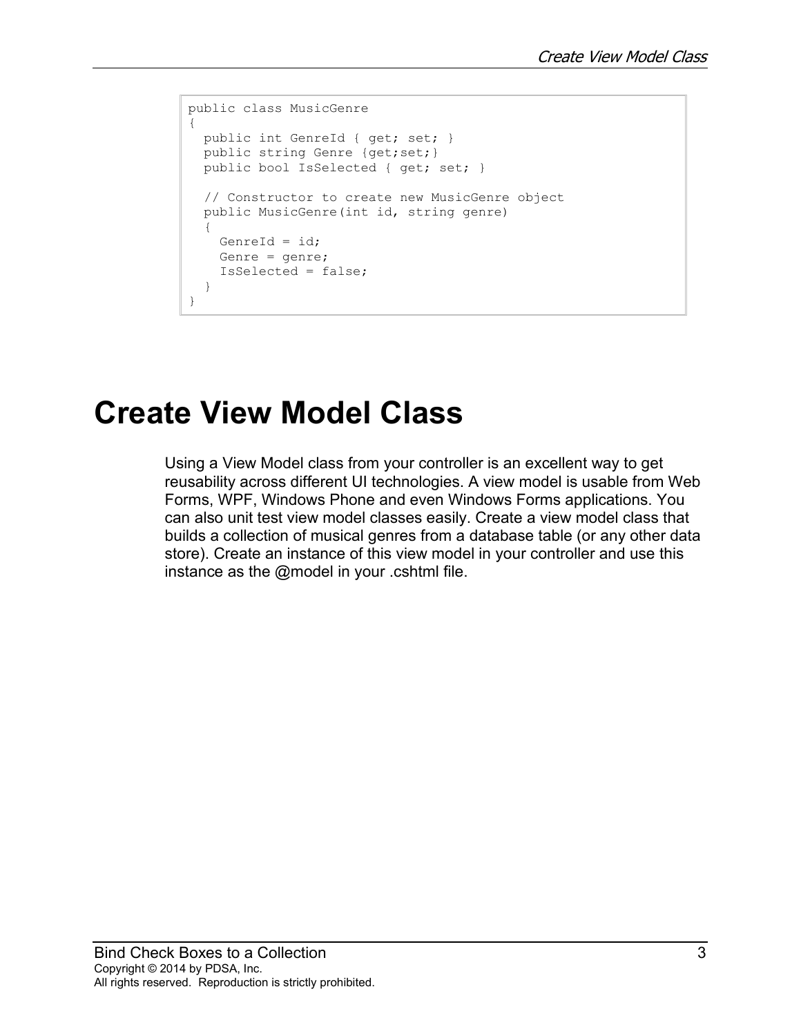```
public class MusicGenre
{
  public int GenreId { get; set; }
  public string Genre {get;set;}
  public bool IsSelected { get; set; }

  // Constructor to create new MusicGenre object
  public MusicGenre(int id, string genre)
  {
    GenreId = id;
    Genre = genre;
    IsSelected = false;
  }
}
```

# Create View Model Class

Using a View Model class from your controller is an excellent way to get reusability across different UI technologies. A view model is usable from Web Forms, WPF, Windows Phone and even Windows Forms applications. You can also unit test view model classes easily. Create a view model class that builds a collection of musical genres from a database table (or any other data store). Create an instance of this view model in your controller and use this instance as the @model in your .cshtml file.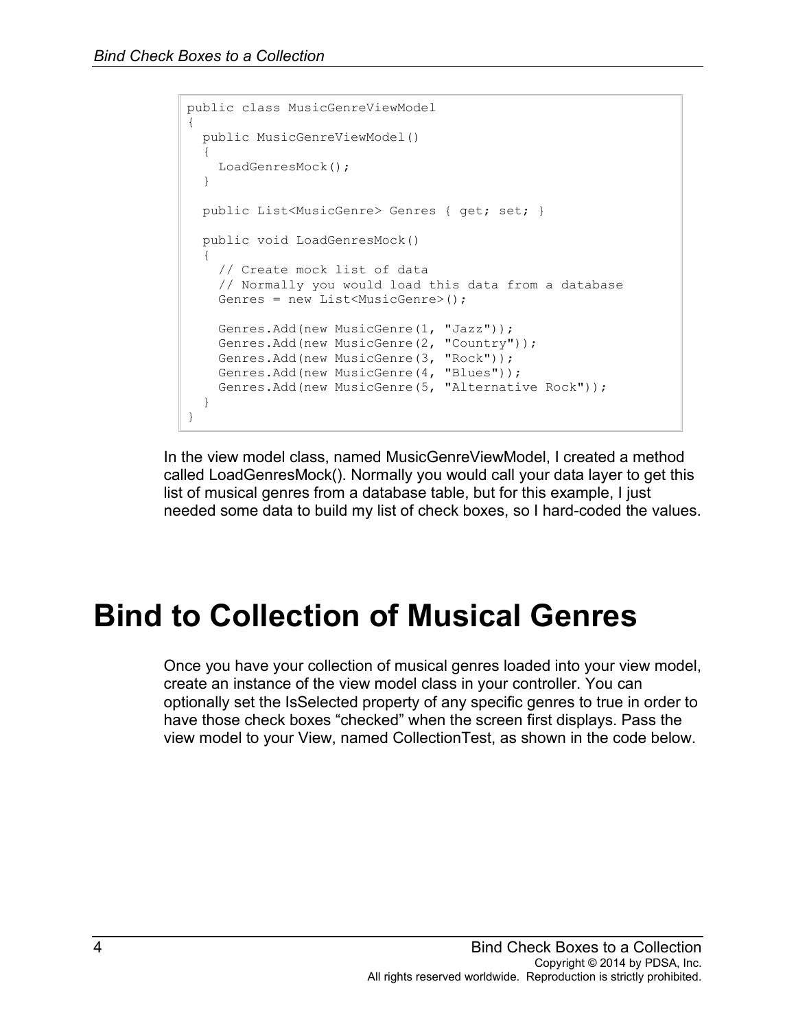```
public class MusicGenreViewModel
{
  public MusicGenreViewModel()
  {
    LoadGenresMock();
  }

  public List<MusicGenre> Genres { get; set; }

  public void LoadGenresMock()
  {
    // Create mock list of data
    // Normally you would load this data from a database
    Genres = new List<MusicGenre>();

    Genres.Add(new MusicGenre(1, "Jazz"));
    Genres.Add(new MusicGenre(2, "Country"));
    Genres.Add(new MusicGenre(3, "Rock"));
    Genres.Add(new MusicGenre(4, "Blues"));
    Genres.Add(new MusicGenre(5, "Alternative Rock"));
  }
}
```

In the view model class, named MusicGenreViewModel, I created a method called LoadGenresMock(). Normally you would call your data layer to get this list of musical genres from a database table, but for this example, I just needed some data to build my list of check boxes, so I hard-coded the values.

# Bind to Collection of Musical Genres

Once you have your collection of musical genres loaded into your view model, create an instance of the view model class in your controller. You can optionally set the IsSelected property of any specific genres to true in order to have those check boxes "checked" when the screen first displays. Pass the view model to your View, named CollectionTest, as shown in the code below.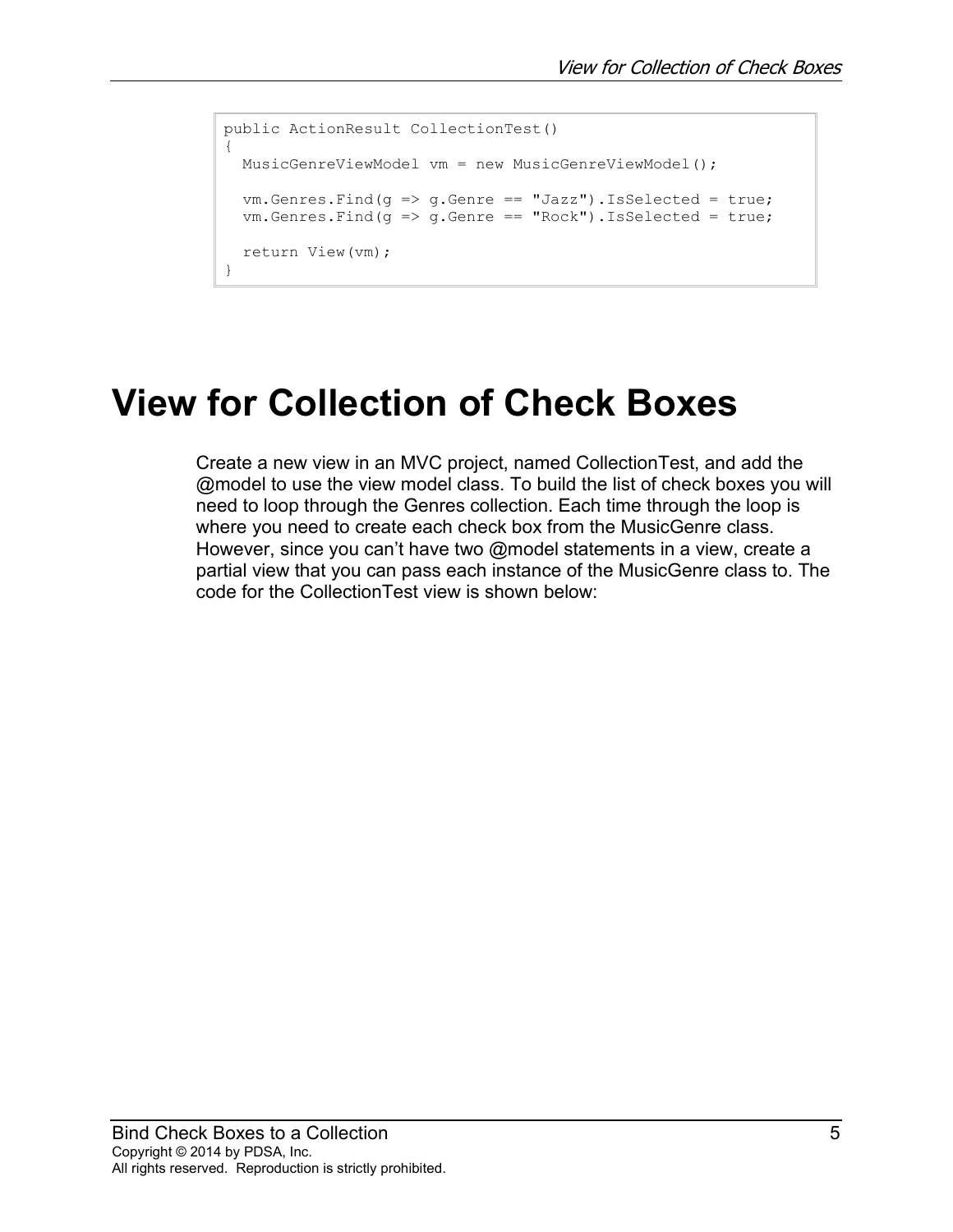```
public ActionResult CollectionTest()
{
  MusicGenreViewModel vm = new MusicGenreViewModel();

  vm.Genres.Find(g => g.Genre == "Jazz").IsSelected = true;
  vm.Genres.Find(g => g.Genre == "Rock").IsSelected = true;

  return View(vm);
}
```

# View for Collection of Check Boxes

Create a new view in an MVC project, named CollectionTest, and add the @model to use the view model class. To build the list of check boxes you will need to loop through the Genres collection. Each time through the loop is where you need to create each check box from the MusicGenre class. However, since you can't have two @model statements in a view, create a partial view that you can pass each instance of the MusicGenre class to. The code for the CollectionTest view is shown below: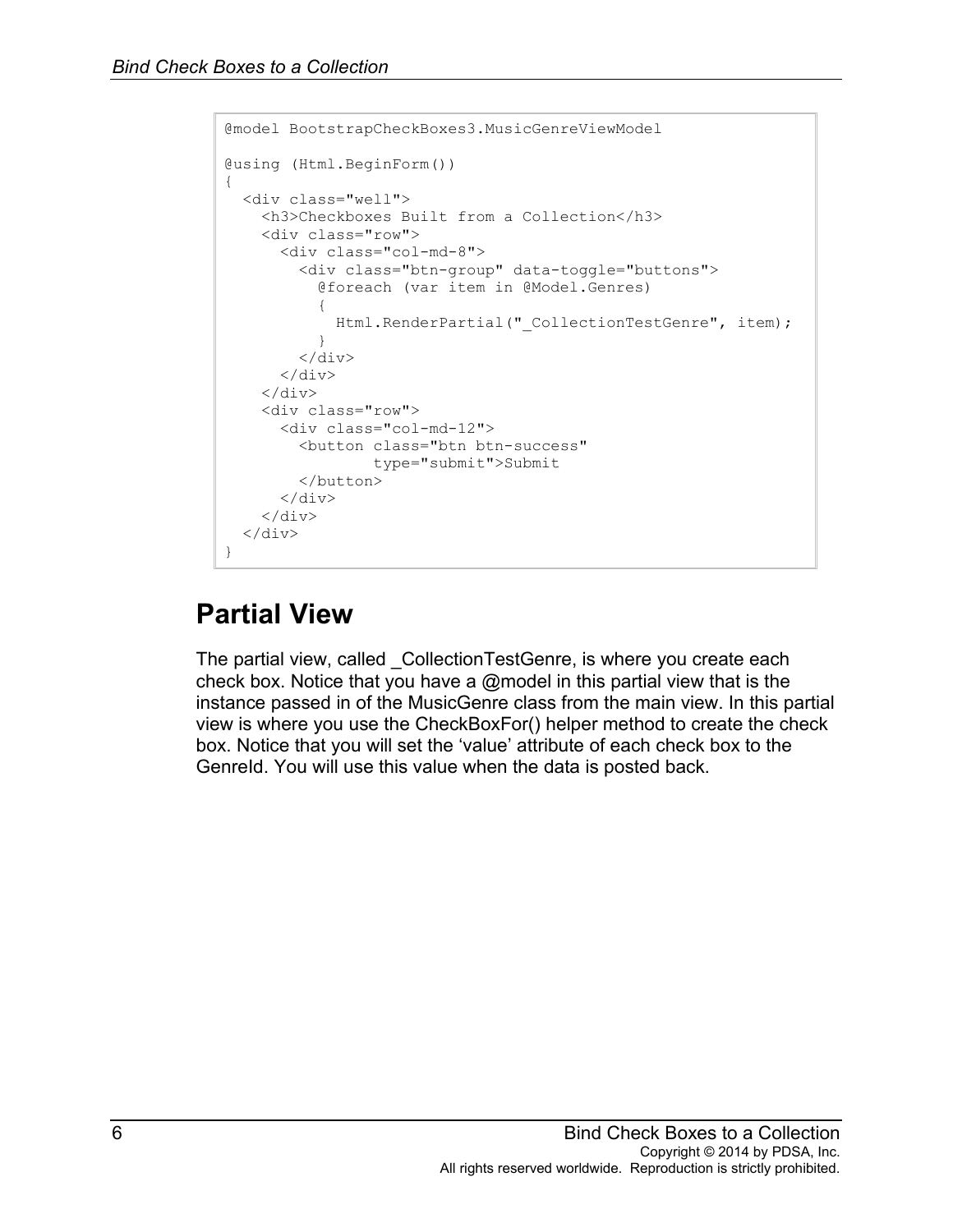```
@model BootstrapCheckBoxes3.MusicGenreViewModel

@using (Html.BeginForm())
{
  <div class="well">
    <h3>Checkboxes Built from a Collection</h3>
    <div class="row">
      <div class="col-md-8">
        <div class="btn-group" data-toggle="buttons">
          @foreach (var item in @Model.Genres)
          {
            Html.RenderPartial("_CollectionTestGenre", item);
          }
        </div>
      </div>
    </div>
    <div class="row">
      <div class="col-md-12">
        <button class="btn btn-success"
                type="submit">Submit
        </button>
      </div>
    </div>
  </div>
}
```

## Partial View

The partial view, called _CollectionTestGenre, is where you create each check box. Notice that you have a @model in this partial view that is the instance passed in of the MusicGenre class from the main view. In this partial view is where you use the CheckBoxFor() helper method to create the check box. Notice that you will set the 'value' attribute of each check box to the GenreId. You will use this value when the data is posted back.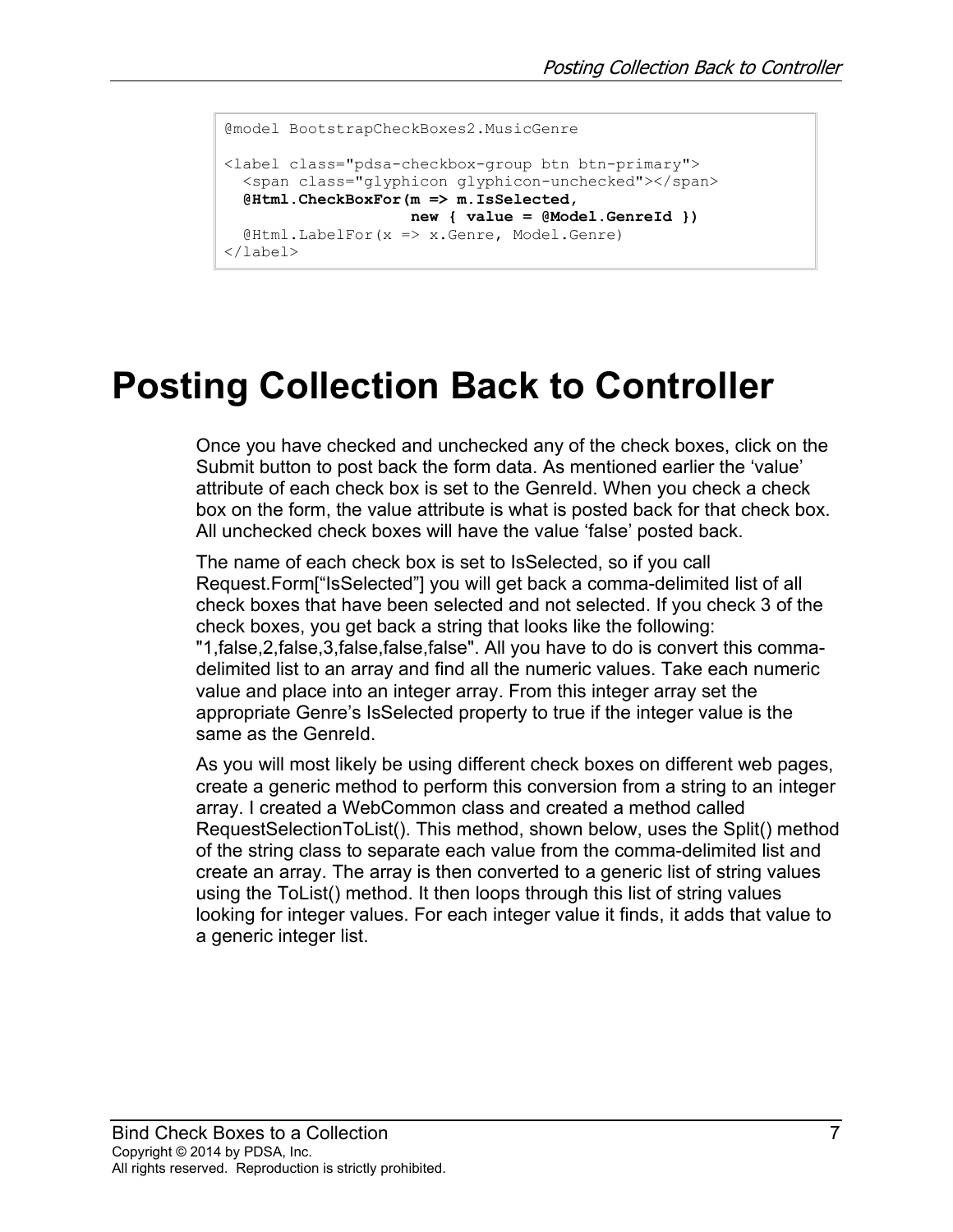```
@model BootstrapCheckBoxes2.MusicGenre

<label class="pdsa-checkbox-group btn btn-primary">
  <span class="glyphicon glyphicon-unchecked"></span>
  @Html.CheckBoxFor(m => m.IsSelected,
                    new { value = @Model.GenreId })
  @Html.LabelFor(x => x.Genre, Model.Genre)
</label>
```

# Posting Collection Back to Controller

Once you have checked and unchecked any of the check boxes, click on the Submit button to post back the form data. As mentioned earlier the 'value' attribute of each check box is set to the GenreId. When you check a check box on the form, the value attribute is what is posted back for that check box. All unchecked check boxes will have the value 'false' posted back.

The name of each check box is set to IsSelected, so if you call Request.Form["IsSelected"] you will get back a comma-delimited list of all check boxes that have been selected and not selected. If you check 3 of the check boxes, you get back a string that looks like the following: "1,false,2,false,3,false,false,false". All you have to do is convert this comma-delimited list to an array and find all the numeric values. Take each numeric value and place into an integer array. From this integer array set the appropriate Genre's IsSelected property to true if the integer value is the same as the GenreId.

As you will most likely be using different check boxes on different web pages, create a generic method to perform this conversion from a string to an integer array. I created a WebCommon class and created a method called RequestSelectionToList(). This method, shown below, uses the Split() method of the string class to separate each value from the comma-delimited list and create an array. The array is then converted to a generic list of string values using the ToList() method. It then loops through this list of string values looking for integer values. For each integer value it finds, it adds that value to a generic integer list.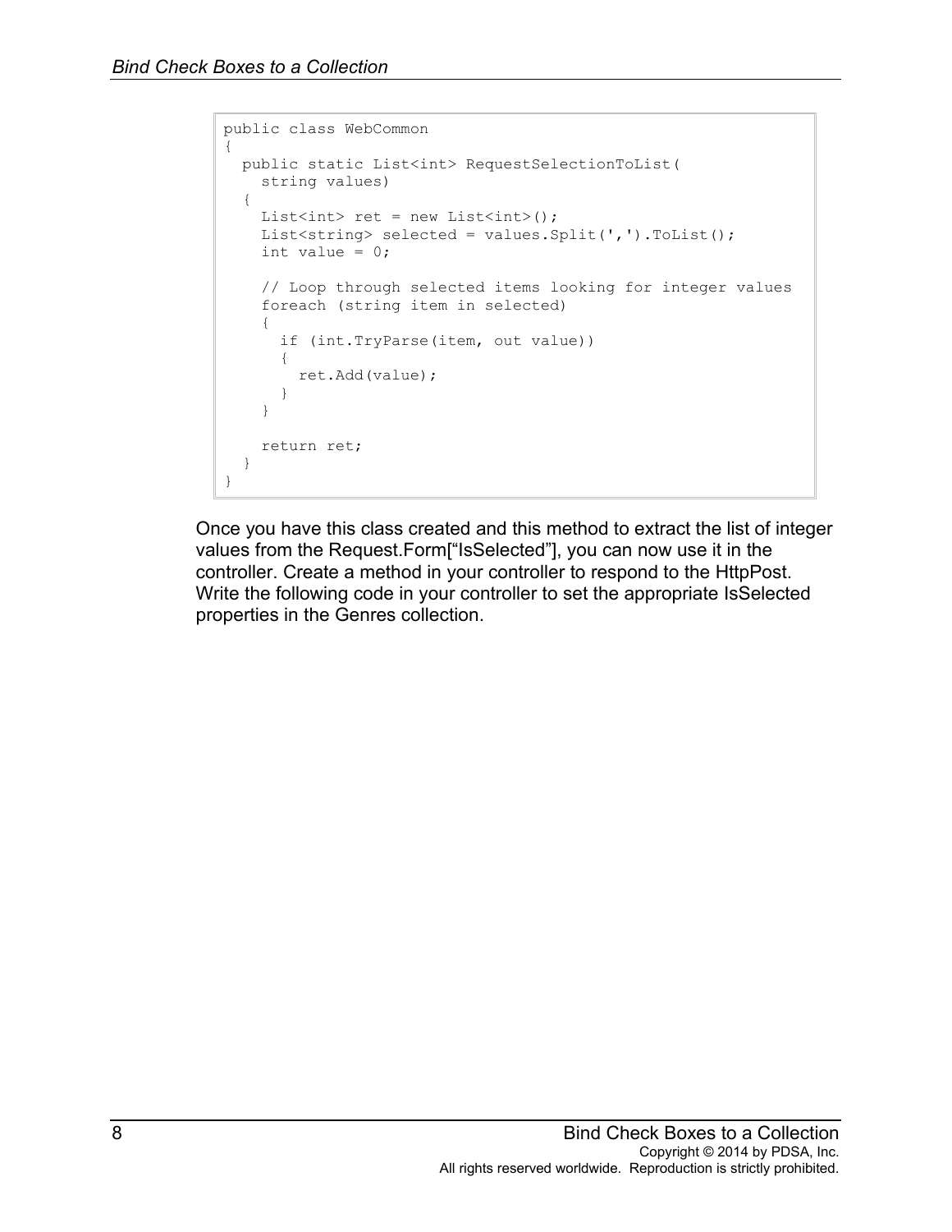```
public class WebCommon
{
  public static List<int> RequestSelectionToList(
    string values)
  {
    List<int> ret = new List<int>();
    List<string> selected = values.Split(',').ToList();
    int value = 0;

    // Loop through selected items looking for integer values
    foreach (string item in selected)
    {
      if (int.TryParse(item, out value))
      {
        ret.Add(value);
      }
    }

    return ret;
  }
}
```

Once you have this class created and this method to extract the list of integer values from the Request.Form[“IsSelected”], you can now use it in the controller. Create a method in your controller to respond to the HttpPost. Write the following code in your controller to set the appropriate IsSelected properties in the Genres collection.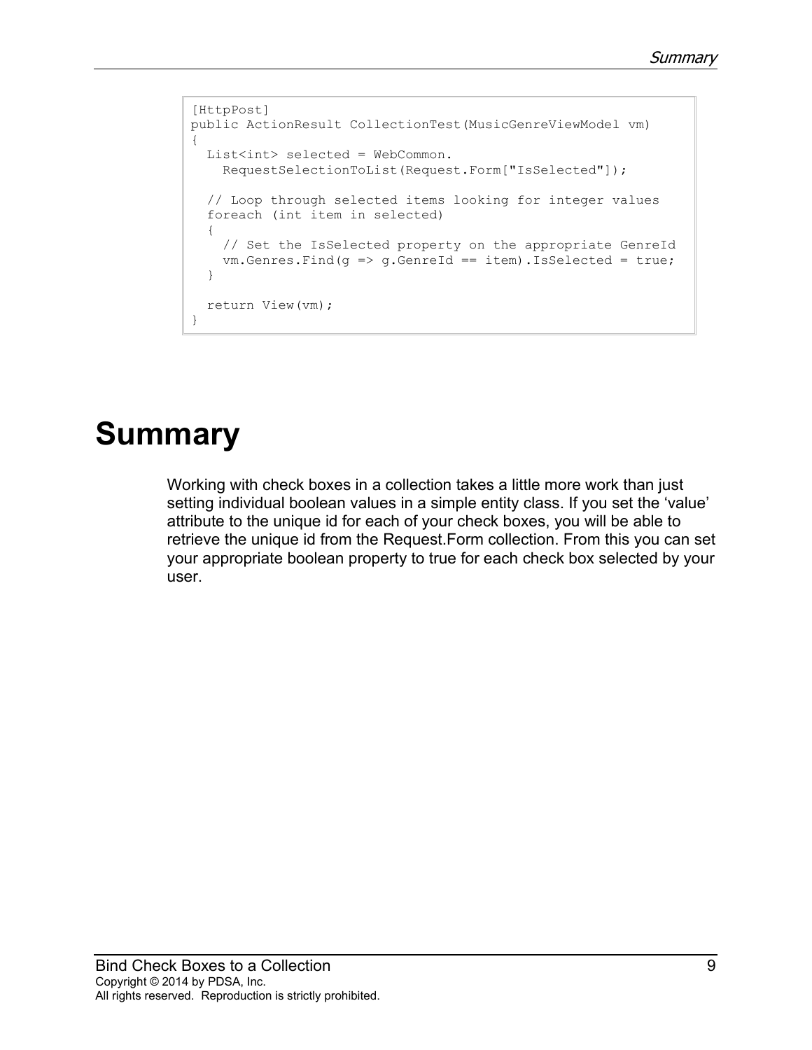```
[HttpPost]
public ActionResult CollectionTest(MusicGenreViewModel vm)
{
  List<int> selected = WebCommon.
    RequestSelectionToList(Request.Form["IsSelected"]);

  // Loop through selected items looking for integer values
  foreach (int item in selected)
  {
    // Set the IsSelected property on the appropriate GenreId
    vm.Genres.Find(g => g.GenreId == item).IsSelected = true;
  }

  return View(vm);
}
```

# Summary

Working with check boxes in a collection takes a little more work than just setting individual boolean values in a simple entity class. If you set the 'value' attribute to the unique id for each of your check boxes, you will be able to retrieve the unique id from the Request.Form collection. From this you can set your appropriate boolean property to true for each check box selected by your user.